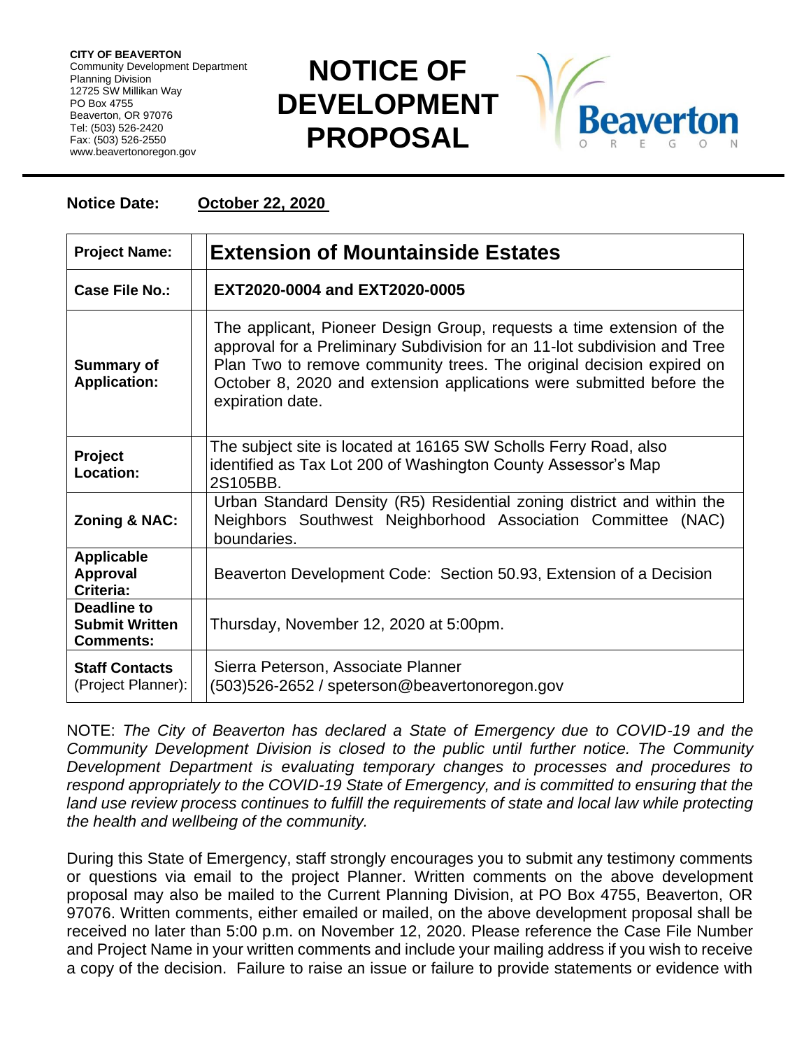**CITY OF BEAVERTON**
Community Development Department
Planning Division
12725 SW Millikan Way
PO Box 4755
Beaverton, OR 97076
Tel: (503) 526-2420
Fax: (503) 526-2550
www.beavertonoregon.gov

# NOTICE OF DEVELOPMENT PROPOSAL

**Notice Date:** **October 22, 2020**

| | |
|---|---|
| **Project Name:** | **Extension of Mountainside Estates** |
| **Case File No.:** | **EXT2020-0004 and EXT2020-0005** |
| **Summary of Application:** | The applicant, Pioneer Design Group, requests a time extension of the approval for a Preliminary Subdivision for an 11-lot subdivision and Tree Plan Two to remove community trees. The original decision expired on October 8, 2020 and extension applications were submitted before the expiration date. |
| **Project Location:** | The subject site is located at 16165 SW Scholls Ferry Road, also identified as Tax Lot 200 of Washington County Assessor's Map 2S105BB. |
| **Zoning & NAC:** | Urban Standard Density (R5) Residential zoning district and within the Neighbors Southwest Neighborhood Association Committee (NAC) boundaries. |
| **Applicable Approval Criteria:** | Beaverton Development Code: Section 50.93, Extension of a Decision |
| **Deadline to Submit Written Comments:** | Thursday, November 12, 2020 at 5:00pm. |
| **Staff Contacts** (Project Planner): | Sierra Peterson, Associate Planner (503)526-2652 / speterson@beavertonoregon.gov |

NOTE: *The City of Beaverton has declared a State of Emergency due to COVID-19 and the Community Development Division is closed to the public until further notice. The Community Development Department is evaluating temporary changes to processes and procedures to respond appropriately to the COVID-19 State of Emergency, and is committed to ensuring that the land use review process continues to fulfill the requirements of state and local law while protecting the health and wellbeing of the community.*

During this State of Emergency, staff strongly encourages you to submit any testimony comments or questions via email to the project Planner. Written comments on the above development proposal may also be mailed to the Current Planning Division, at PO Box 4755, Beaverton, OR 97076. Written comments, either emailed or mailed, on the above development proposal shall be received no later than 5:00 p.m. on November 12, 2020. Please reference the Case File Number and Project Name in your written comments and include your mailing address if you wish to receive a copy of the decision. Failure to raise an issue or failure to provide statements or evidence with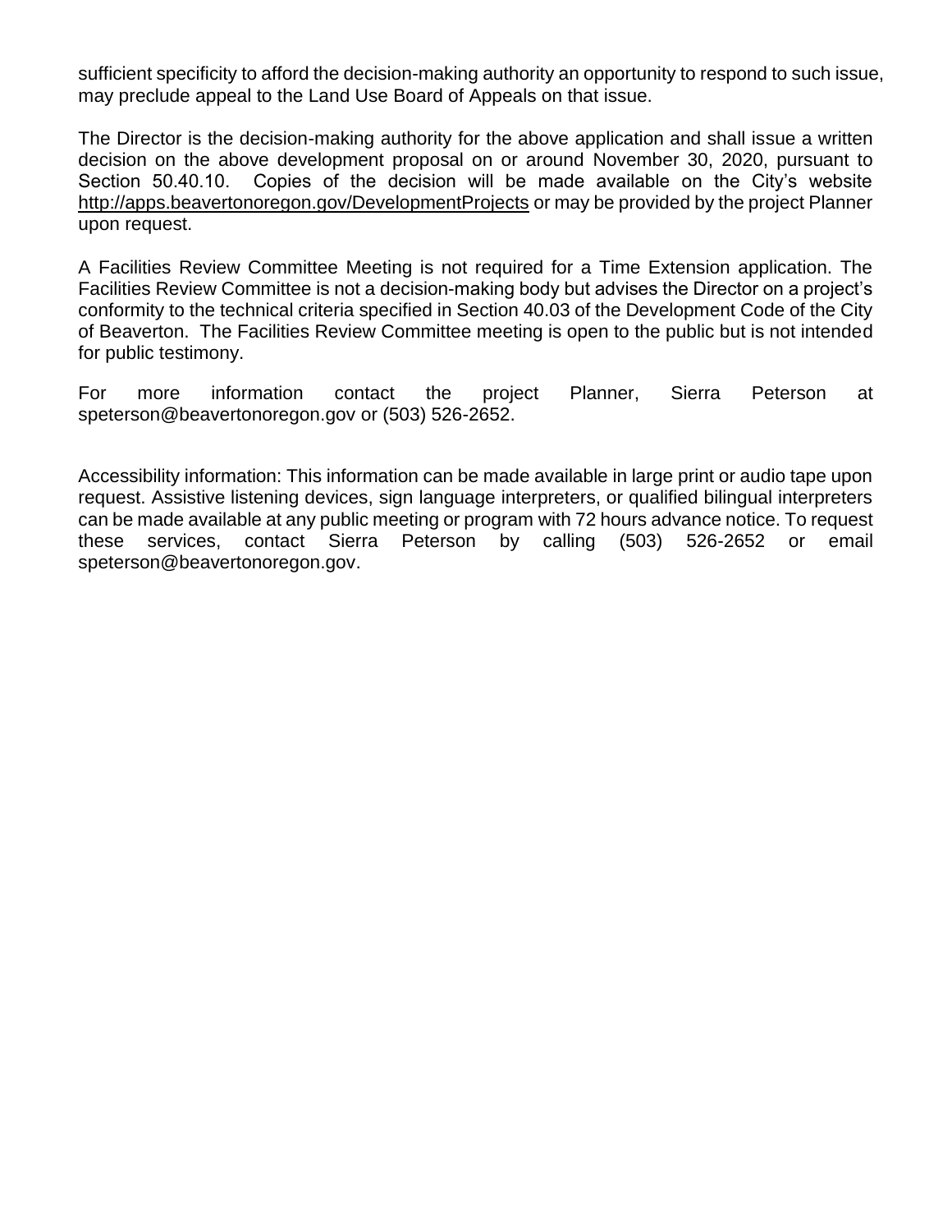sufficient specificity to afford the decision-making authority an opportunity to respond to such issue, may preclude appeal to the Land Use Board of Appeals on that issue.

The Director is the decision-making authority for the above application and shall issue a written decision on the above development proposal on or around November 30, 2020, pursuant to Section 50.40.10. Copies of the decision will be made available on the City's website http://apps.beavertonoregon.gov/DevelopmentProjects or may be provided by the project Planner upon request.

A Facilities Review Committee Meeting is not required for a Time Extension application. The Facilities Review Committee is not a decision-making body but advises the Director on a project's conformity to the technical criteria specified in Section 40.03 of the Development Code of the City of Beaverton. The Facilities Review Committee meeting is open to the public but is not intended for public testimony.

For more information contact the project Planner, Sierra Peterson at speterson@beavertonoregon.gov or (503) 526-2652.

Accessibility information: This information can be made available in large print or audio tape upon request. Assistive listening devices, sign language interpreters, or qualified bilingual interpreters can be made available at any public meeting or program with 72 hours advance notice. To request these services, contact Sierra Peterson by calling (503) 526-2652 or email speterson@beavertonoregon.gov.